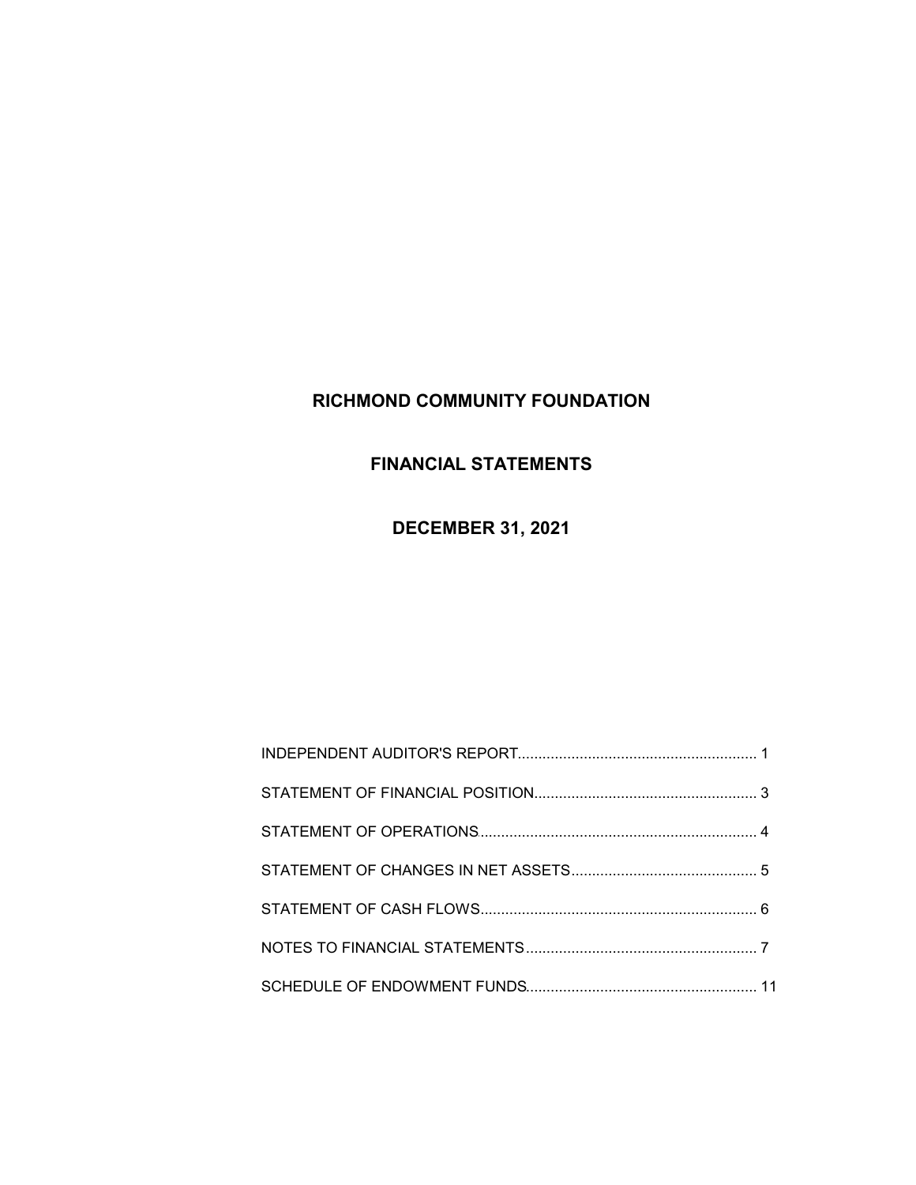# RICHMOND COMMUNITY FOUNDATION

## FINANCIAL STATEMENTS

## DECEMBER 31, 2021

| | |
|---|---|
| INDEPENDENT AUDITOR'S REPORT | 1 |
| STATEMENT OF FINANCIAL POSITION | 3 |
| STATEMENT OF OPERATIONS | 4 |
| STATEMENT OF CHANGES IN NET ASSETS | 5 |
| STATEMENT OF CASH FLOWS | 6 |
| NOTES TO FINANCIAL STATEMENTS | 7 |
| SCHEDULE OF ENDOWMENT FUNDS | 11 |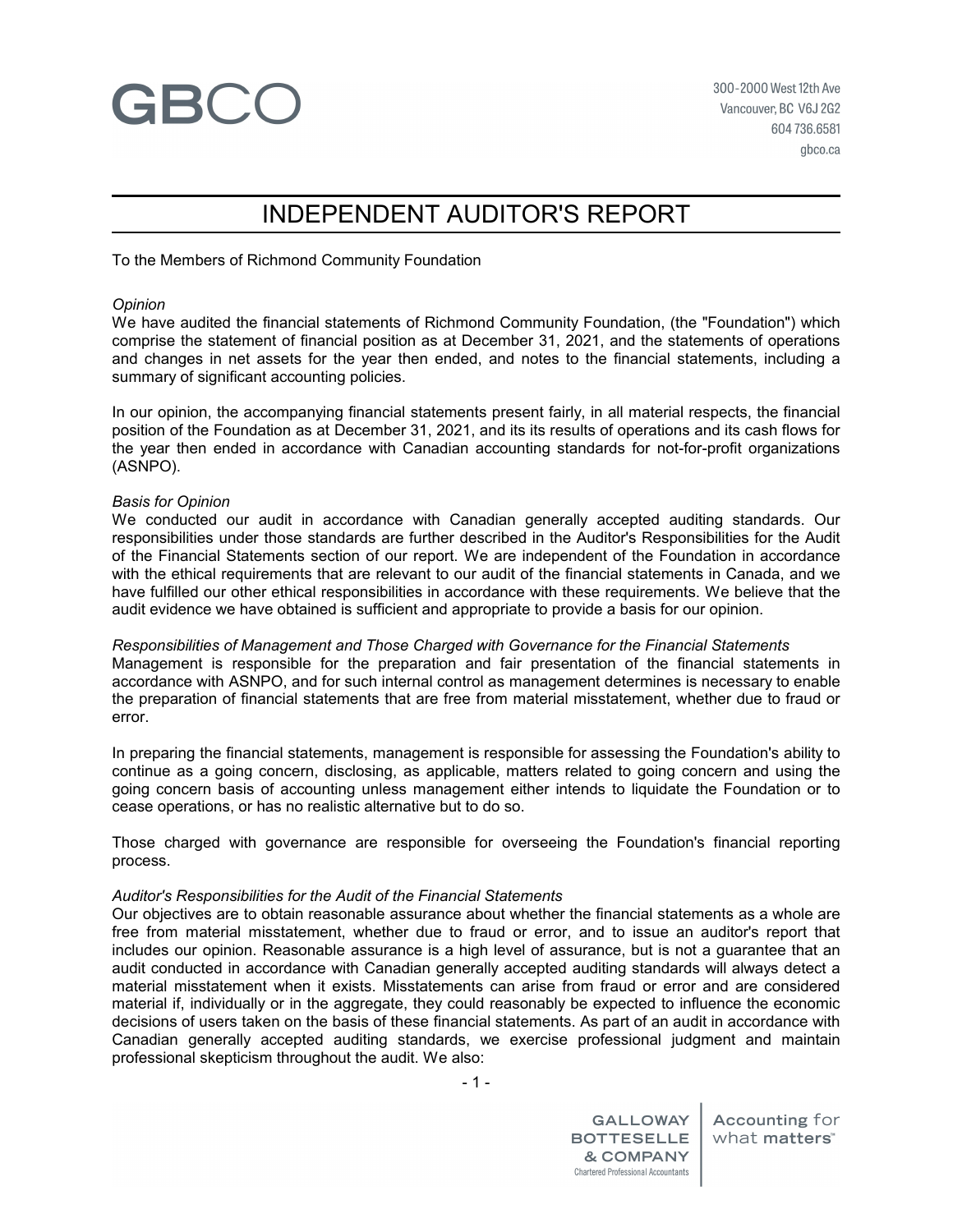GBCO

300-2000 West 12th Ave
Vancouver, BC V6J 2G2
604 736.6581
gbco.ca

# INDEPENDENT AUDITOR'S REPORT

To the Members of Richmond Community Foundation

*Opinion*
We have audited the financial statements of Richmond Community Foundation, (the "Foundation") which comprise the statement of financial position as at December 31, 2021, and the statements of operations and changes in net assets for the year then ended, and notes to the financial statements, including a summary of significant accounting policies.

In our opinion, the accompanying financial statements present fairly, in all material respects, the financial position of the Foundation as at December 31, 2021, and its its results of operations and its cash flows for the year then ended in accordance with Canadian accounting standards for not-for-profit organizations (ASNPO).

*Basis for Opinion*
We conducted our audit in accordance with Canadian generally accepted auditing standards. Our responsibilities under those standards are further described in the Auditor's Responsibilities for the Audit of the Financial Statements section of our report. We are independent of the Foundation in accordance with the ethical requirements that are relevant to our audit of the financial statements in Canada, and we have fulfilled our other ethical responsibilities in accordance with these requirements. We believe that the audit evidence we have obtained is sufficient and appropriate to provide a basis for our opinion.

*Responsibilities of Management and Those Charged with Governance for the Financial Statements*
Management is responsible for the preparation and fair presentation of the financial statements in accordance with ASNPO, and for such internal control as management determines is necessary to enable the preparation of financial statements that are free from material misstatement, whether due to fraud or error.

In preparing the financial statements, management is responsible for assessing the Foundation's ability to continue as a going concern, disclosing, as applicable, matters related to going concern and using the going concern basis of accounting unless management either intends to liquidate the Foundation or to cease operations, or has no realistic alternative but to do so.

Those charged with governance are responsible for overseeing the Foundation's financial reporting process.

*Auditor's Responsibilities for the Audit of the Financial Statements*
Our objectives are to obtain reasonable assurance about whether the financial statements as a whole are free from material misstatement, whether due to fraud or error, and to issue an auditor's report that includes our opinion. Reasonable assurance is a high level of assurance, but is not a guarantee that an audit conducted in accordance with Canadian generally accepted auditing standards will always detect a material misstatement when it exists. Misstatements can arise from fraud or error and are considered material if, individually or in the aggregate, they could reasonably be expected to influence the economic decisions of users taken on the basis of these financial statements. As part of an audit in accordance with Canadian generally accepted auditing standards, we exercise professional judgment and maintain professional skepticism throughout the audit. We also:

GALLOWAY BOTTESELLE & COMPANY
Chartered Professional Accountants

Accounting for what matters™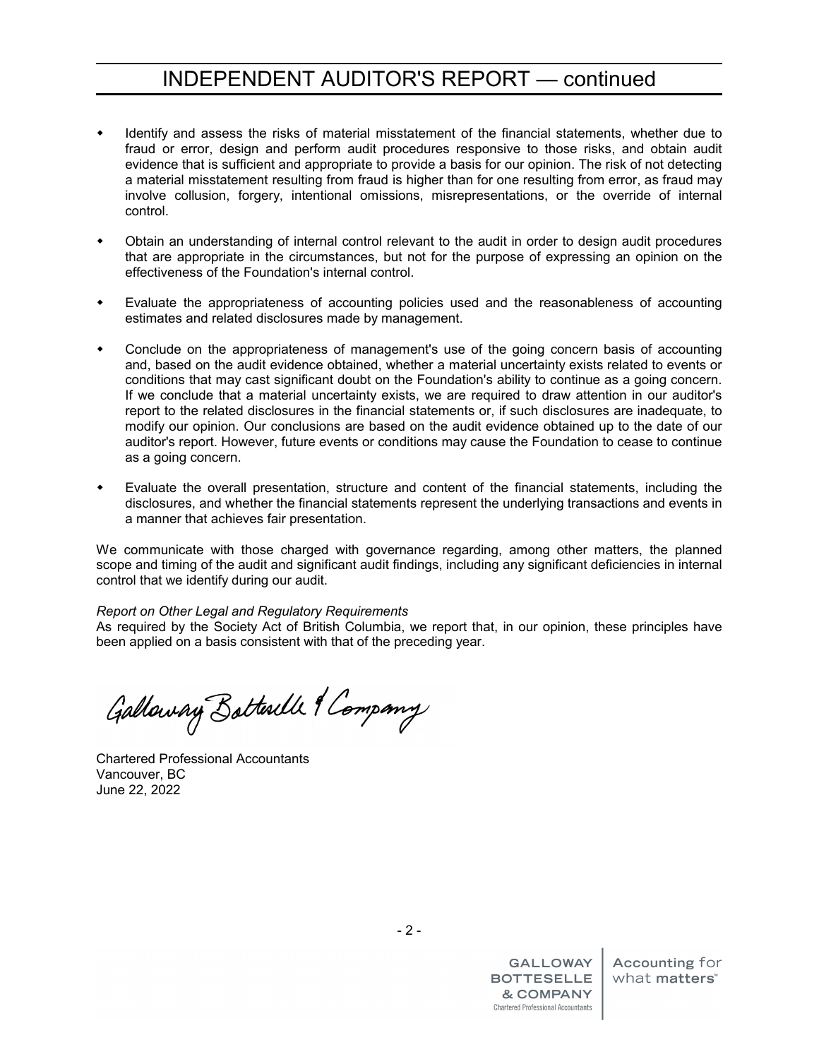# INDEPENDENT AUDITOR'S REPORT — continued

- Identify and assess the risks of material misstatement of the financial statements, whether due to fraud or error, design and perform audit procedures responsive to those risks, and obtain audit evidence that is sufficient and appropriate to provide a basis for our opinion. The risk of not detecting a material misstatement resulting from fraud is higher than for one resulting from error, as fraud may involve collusion, forgery, intentional omissions, misrepresentations, or the override of internal control.

- Obtain an understanding of internal control relevant to the audit in order to design audit procedures that are appropriate in the circumstances, but not for the purpose of expressing an opinion on the effectiveness of the Foundation's internal control.

- Evaluate the appropriateness of accounting policies used and the reasonableness of accounting estimates and related disclosures made by management.

- Conclude on the appropriateness of management's use of the going concern basis of accounting and, based on the audit evidence obtained, whether a material uncertainty exists related to events or conditions that may cast significant doubt on the Foundation's ability to continue as a going concern. If we conclude that a material uncertainty exists, we are required to draw attention in our auditor's report to the related disclosures in the financial statements or, if such disclosures are inadequate, to modify our opinion. Our conclusions are based on the audit evidence obtained up to the date of our auditor's report. However, future events or conditions may cause the Foundation to cease to continue as a going concern.

- Evaluate the overall presentation, structure and content of the financial statements, including the disclosures, and whether the financial statements represent the underlying transactions and events in a manner that achieves fair presentation.

We communicate with those charged with governance regarding, among other matters, the planned scope and timing of the audit and significant audit findings, including any significant deficiencies in internal control that we identify during our audit.

*Report on Other Legal and Regulatory Requirements*

As required by the Society Act of British Columbia, we report that, in our opinion, these principles have been applied on a basis consistent with that of the preceding year.

Galloway Botteselle & Company

Chartered Professional Accountants
Vancouver, BC
June 22, 2022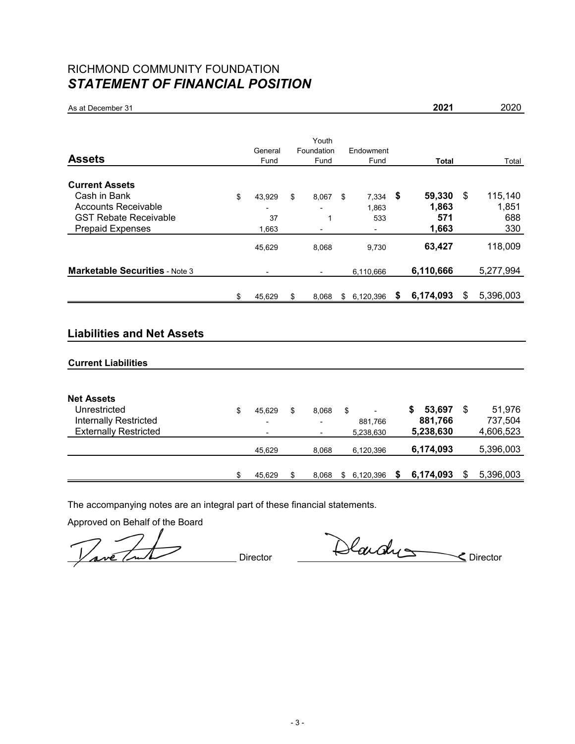# RICHMOND COMMUNITY FOUNDATION

## *STATEMENT OF FINANCIAL POSITION*

As at December 31

| **Assets** | General Fund | Youth Foundation Fund | Endowment Fund | **2021 Total** | 2020 Total |
|---|---|---|---|---|---|
| **Current Assets** | | | | | |
| Cash in Bank | $ 43,929 | $ 8,067 | $ 7,334 | **$ 59,330** | $ 115,140 |
| Accounts Receivable | - | - | 1,863 | **1,863** | 1,851 |
| GST Rebate Receivable | 37 | 1 | 533 | **571** | 688 |
| Prepaid Expenses | 1,663 | - | - | **1,663** | 330 |
| | 45,629 | 8,068 | 9,730 | **63,427** | 118,009 |
| **Marketable Securities** - Note 3 | - | - | 6,110,666 | **6,110,666** | 5,277,994 |
| | $ 45,629 | $ 8,068 | $ 6,120,396 | **$ 6,174,093** | $ 5,396,003 |

## Liabilities and Net Assets

| | General Fund | Youth Foundation Fund | Endowment Fund | **2021 Total** | 2020 Total |
|---|---|---|---|---|---|
| **Current Liabilities** | | | | | |
| **Net Assets** | | | | | |
| Unrestricted | $ 45,629 | $ 8,068 | $ - | **$ 53,697** | $ 51,976 |
| Internally Restricted | - | - | 881,766 | **881,766** | 737,504 |
| Externally Restricted | - | - | 5,238,630 | **5,238,630** | 4,606,523 |
| | 45,629 | 8,068 | 6,120,396 | **6,174,093** | 5,396,003 |
| | $ 45,629 | $ 8,068 | $ 6,120,396 | **$ 6,174,093** | $ 5,396,003 |

The accompanying notes are an integral part of these financial statements.

Approved on Behalf of the Board

\_\_\_\_\_\_\_\_\_\_\_\_\_\_\_\_\_\_\_\_ Director \_\_\_\_\_\_\_\_\_\_\_\_\_\_\_\_\_\_\_\_ Director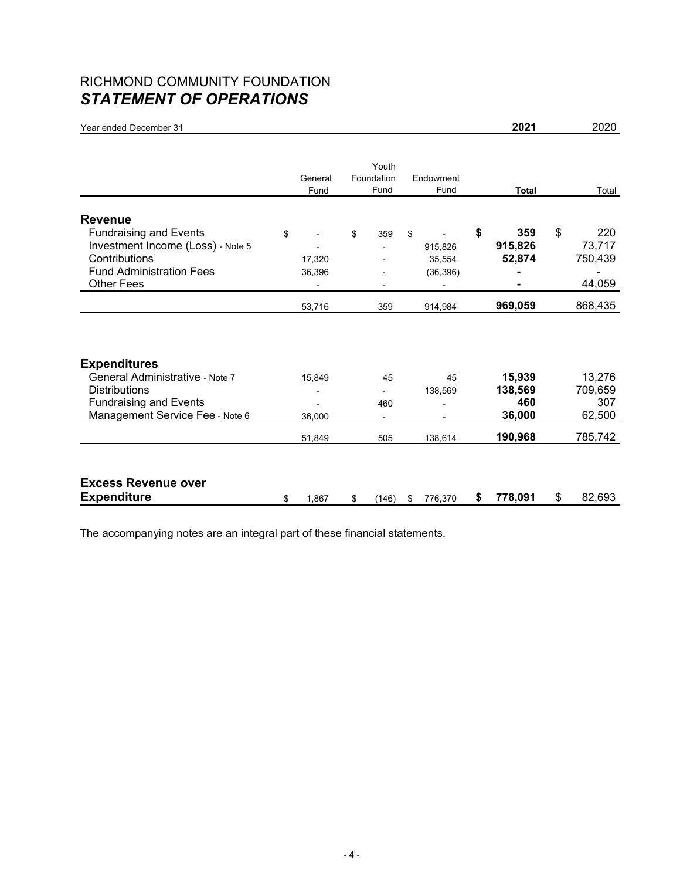# RICHMOND COMMUNITY FOUNDATION

## *STATEMENT OF OPERATIONS*

Year ended December 31

| | General Fund | Youth Foundation Fund | Endowment Fund | **2021 Total** | 2020 Total |
|---|---|---|---|---|---|
| **Revenue** | | | | | |
| Fundraising and Events | $ - | $ 359 | $ - | **$ 359** | $ 220 |
| Investment Income (Loss) - Note 5 | - | - | 915,826 | **915,826** | 73,717 |
| Contributions | 17,320 | - | 35,554 | **52,874** | 750,439 |
| Fund Administration Fees | 36,396 | - | (36,396) | **-** | - |
| Other Fees | - | - | - | **-** | 44,059 |
| | 53,716 | 359 | 914,984 | **969,059** | 868,435 |
| **Expenditures** | | | | | |
| General Administrative - Note 7 | 15,849 | 45 | 45 | **15,939** | 13,276 |
| Distributions | - | - | 138,569 | **138,569** | 709,659 |
| Fundraising and Events | - | 460 | - | **460** | 307 |
| Management Service Fee - Note 6 | 36,000 | - | - | **36,000** | 62,500 |
| | 51,849 | 505 | 138,614 | **190,968** | 785,742 |
| **Excess Revenue over Expenditure** | $ 1,867 | $ (146) | $ 776,370 | **$ 778,091** | $ 82,693 |

The accompanying notes are an integral part of these financial statements.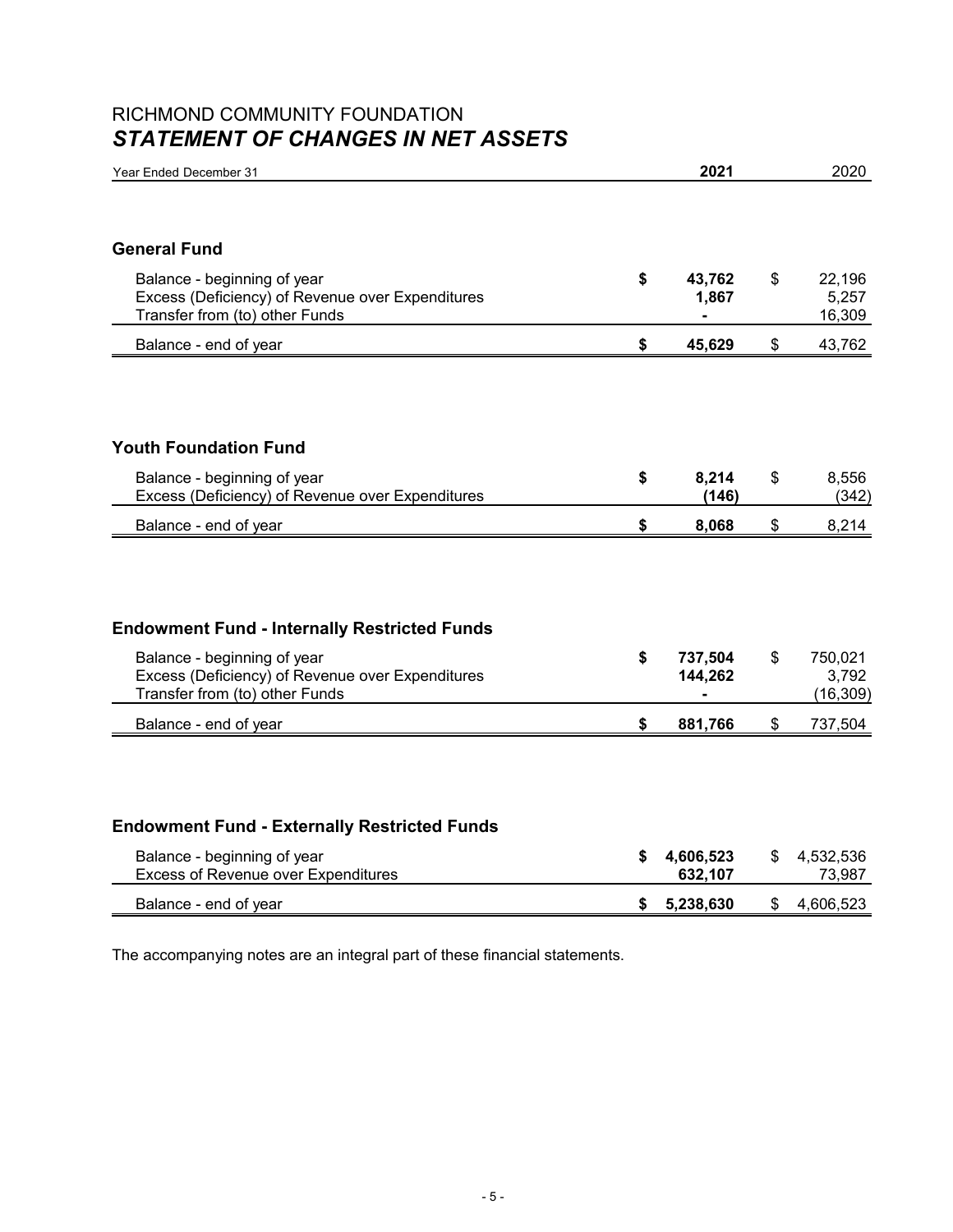# RICHMOND COMMUNITY FOUNDATION
## *STATEMENT OF CHANGES IN NET ASSETS*

| Year Ended December 31 | **2021** | 2020 |
|---|---|---|
| **General Fund** | | |
| Balance - beginning of year | **$ 43,762** | $ 22,196 |
| Excess (Deficiency) of Revenue over Expenditures | **1,867** | 5,257 |
| Transfer from (to) other Funds | **-** | 16,309 |
| Balance - end of year | **$ 45,629** | $ 43,762 |
| **Youth Foundation Fund** | | |
| Balance - beginning of year | **$ 8,214** | $ 8,556 |
| Excess (Deficiency) of Revenue over Expenditures | **(146)** | (342) |
| Balance - end of year | **$ 8,068** | $ 8,214 |
| **Endowment Fund - Internally Restricted Funds** | | |
| Balance - beginning of year | **$ 737,504** | $ 750,021 |
| Excess (Deficiency) of Revenue over Expenditures | **144,262** | 3,792 |
| Transfer from (to) other Funds | **-** | (16,309) |
| Balance - end of year | **$ 881,766** | $ 737,504 |
| **Endowment Fund - Externally Restricted Funds** | | |
| Balance - beginning of year | **$ 4,606,523** | $ 4,532,536 |
| Excess of Revenue over Expenditures | **632,107** | 73,987 |
| Balance - end of year | **$ 5,238,630** | $ 4,606,523 |

The accompanying notes are an integral part of these financial statements.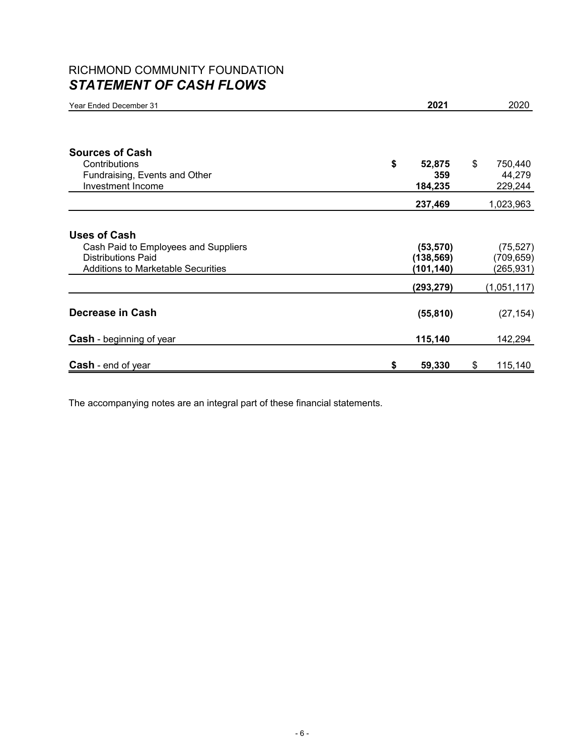# RICHMOND COMMUNITY FOUNDATION
## *STATEMENT OF CASH FLOWS*

| Year Ended December 31 | **2021** | 2020 |
|---|---|---|
| **Sources of Cash** | | |
| Contributions | **$ 52,875** | $ 750,440 |
| Fundraising, Events and Other | **359** | 44,279 |
| Investment Income | **184,235** | 229,244 |
| | **237,469** | 1,023,963 |
| **Uses of Cash** | | |
| Cash Paid to Employees and Suppliers | **(53,570)** | (75,527) |
| Distributions Paid | **(138,569)** | (709,659) |
| Additions to Marketable Securities | **(101,140)** | (265,931) |
| | **(293,279)** | (1,051,117) |
| **Decrease in Cash** | **(55,810)** | (27,154) |
| **Cash** - beginning of year | **115,140** | 142,294 |
| **Cash** - end of year | **$ 59,330** | $ 115,140 |

The accompanying notes are an integral part of these financial statements.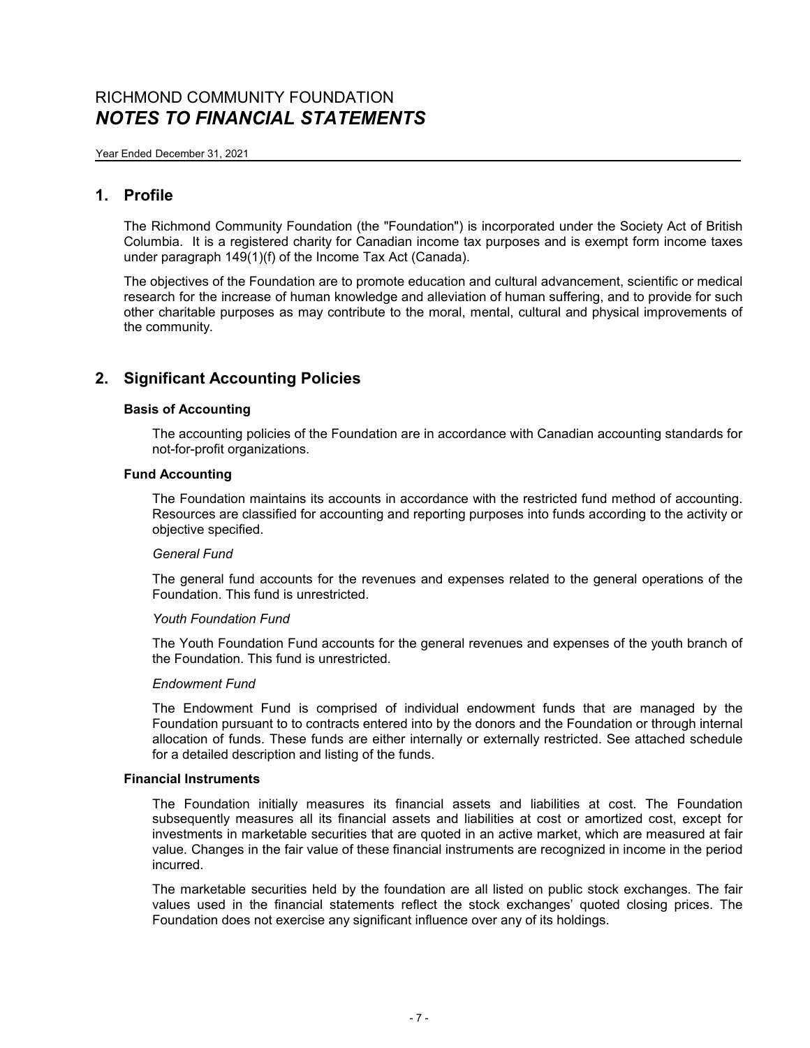# RICHMOND COMMUNITY FOUNDATION
## *NOTES TO FINANCIAL STATEMENTS*

Year Ended December 31, 2021

## 1. Profile

The Richmond Community Foundation (the "Foundation") is incorporated under the Society Act of British Columbia. It is a registered charity for Canadian income tax purposes and is exempt form income taxes under paragraph 149(1)(f) of the Income Tax Act (Canada).

The objectives of the Foundation are to promote education and cultural advancement, scientific or medical research for the increase of human knowledge and alleviation of human suffering, and to provide for such other charitable purposes as may contribute to the moral, mental, cultural and physical improvements of the community.

## 2. Significant Accounting Policies

### Basis of Accounting

The accounting policies of the Foundation are in accordance with Canadian accounting standards for not-for-profit organizations.

### Fund Accounting

The Foundation maintains its accounts in accordance with the restricted fund method of accounting. Resources are classified for accounting and reporting purposes into funds according to the activity or objective specified.

*General Fund*

The general fund accounts for the revenues and expenses related to the general operations of the Foundation. This fund is unrestricted.

*Youth Foundation Fund*

The Youth Foundation Fund accounts for the general revenues and expenses of the youth branch of the Foundation. This fund is unrestricted.

*Endowment Fund*

The Endowment Fund is comprised of individual endowment funds that are managed by the Foundation pursuant to to contracts entered into by the donors and the Foundation or through internal allocation of funds. These funds are either internally or externally restricted. See attached schedule for a detailed description and listing of the funds.

### Financial Instruments

The Foundation initially measures its financial assets and liabilities at cost. The Foundation subsequently measures all its financial assets and liabilities at cost or amortized cost, except for investments in marketable securities that are quoted in an active market, which are measured at fair value. Changes in the fair value of these financial instruments are recognized in income in the period incurred.

The marketable securities held by the foundation are all listed on public stock exchanges. The fair values used in the financial statements reflect the stock exchanges' quoted closing prices. The Foundation does not exercise any significant influence over any of its holdings.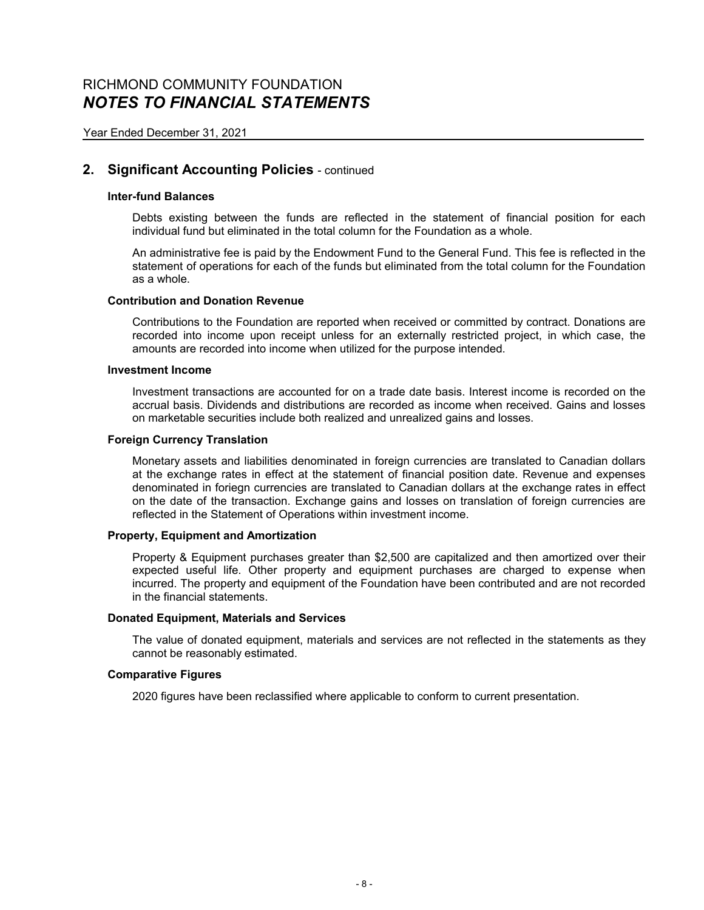# RICHMOND COMMUNITY FOUNDATION
## *NOTES TO FINANCIAL STATEMENTS*

Year Ended December 31, 2021

## 2. Significant Accounting Policies - continued

### Inter-fund Balances

Debts existing between the funds are reflected in the statement of financial position for each individual fund but eliminated in the total column for the Foundation as a whole.

An administrative fee is paid by the Endowment Fund to the General Fund. This fee is reflected in the statement of operations for each of the funds but eliminated from the total column for the Foundation as a whole.

### Contribution and Donation Revenue

Contributions to the Foundation are reported when received or committed by contract. Donations are recorded into income upon receipt unless for an externally restricted project, in which case, the amounts are recorded into income when utilized for the purpose intended.

### Investment Income

Investment transactions are accounted for on a trade date basis. Interest income is recorded on the accrual basis. Dividends and distributions are recorded as income when received. Gains and losses on marketable securities include both realized and unrealized gains and losses.

### Foreign Currency Translation

Monetary assets and liabilities denominated in foreign currencies are translated to Canadian dollars at the exchange rates in effect at the statement of financial position date. Revenue and expenses denominated in foriegn currencies are translated to Canadian dollars at the exchange rates in effect on the date of the transaction. Exchange gains and losses on translation of foreign currencies are reflected in the Statement of Operations within investment income.

### Property, Equipment and Amortization

Property & Equipment purchases greater than $2,500 are capitalized and then amortized over their expected useful life. Other property and equipment purchases are charged to expense when incurred. The property and equipment of the Foundation have been contributed and are not recorded in the financial statements.

### Donated Equipment, Materials and Services

The value of donated equipment, materials and services are not reflected in the statements as they cannot be reasonably estimated.

### Comparative Figures

2020 figures have been reclassified where applicable to conform to current presentation.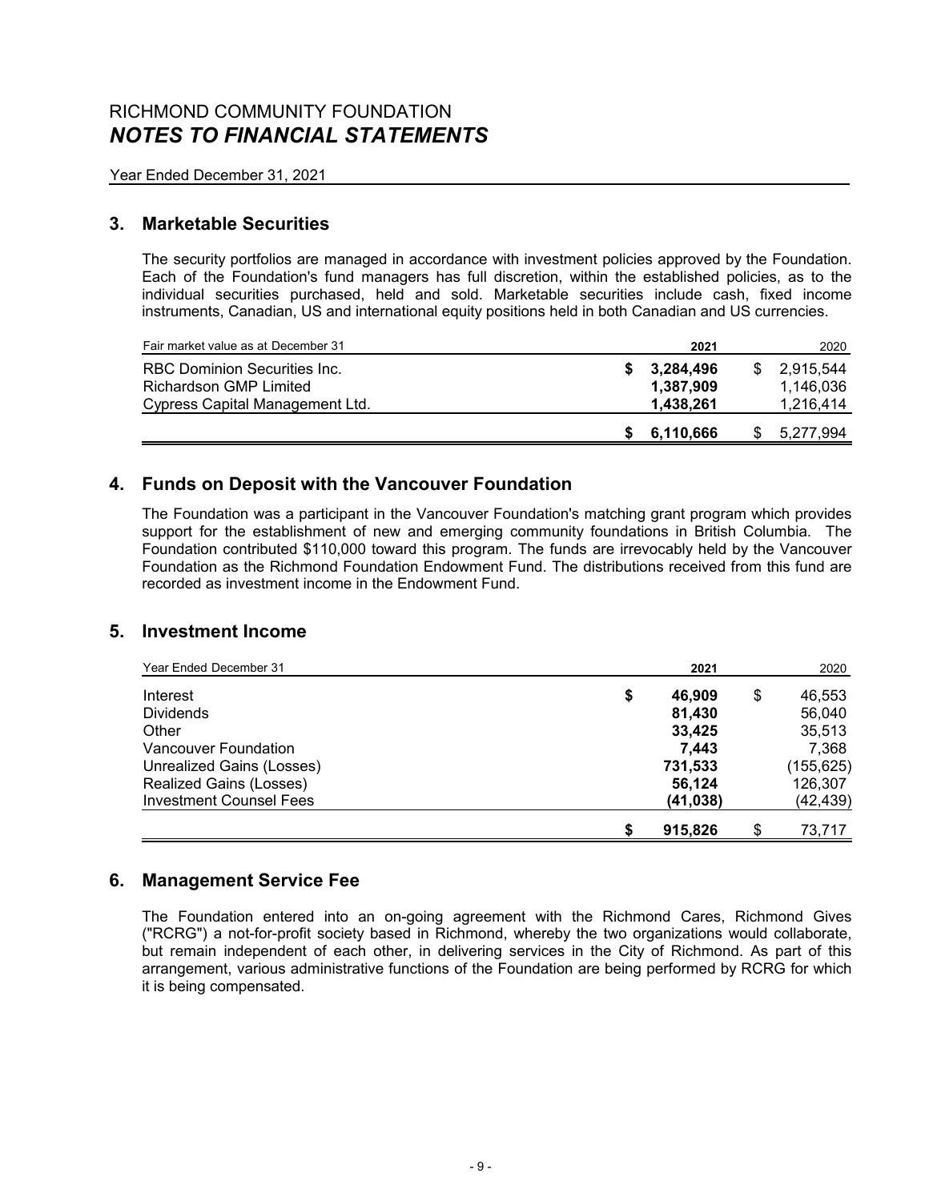RICHMOND COMMUNITY FOUNDATION
***NOTES TO FINANCIAL STATEMENTS***

Year Ended December 31, 2021

## 3. Marketable Securities

The security portfolios are managed in accordance with investment policies approved by the Foundation. Each of the Foundation's fund managers has full discretion, within the established policies, as to the individual securities purchased, held and sold. Marketable securities include cash, fixed income instruments, Canadian, US and international equity positions held in both Canadian and US currencies.

| Fair market value as at December 31 | 2021 | 2020 |
|---|---|---|
| RBC Dominion Securities Inc. | **$ 3,284,496** | $ 2,915,544 |
| Richardson GMP Limited | **1,387,909** | 1,146,036 |
| Cypress Capital Management Ltd. | **1,438,261** | 1,216,414 |
| | **$ 6,110,666** | $ 5,277,994 |

## 4. Funds on Deposit with the Vancouver Foundation

The Foundation was a participant in the Vancouver Foundation's matching grant program which provides support for the establishment of new and emerging community foundations in British Columbia. The Foundation contributed $110,000 toward this program. The funds are irrevocably held by the Vancouver Foundation as the Richmond Foundation Endowment Fund. The distributions received from this fund are recorded as investment income in the Endowment Fund.

## 5. Investment Income

| Year Ended December 31 | 2021 | 2020 |
|---|---|---|
| Interest | **$ 46,909** | $ 46,553 |
| Dividends | **81,430** | 56,040 |
| Other | **33,425** | 35,513 |
| Vancouver Foundation | **7,443** | 7,368 |
| Unrealized Gains (Losses) | **731,533** | (155,625) |
| Realized Gains (Losses) | **56,124** | 126,307 |
| Investment Counsel Fees | **(41,038)** | (42,439) |
| | **$ 915,826** | $ 73,717 |

## 6. Management Service Fee

The Foundation entered into an on-going agreement with the Richmond Cares, Richmond Gives ("RCRG") a not-for-profit society based in Richmond, whereby the two organizations would collaborate, but remain independent of each other, in delivering services in the City of Richmond. As part of this arrangement, various administrative functions of the Foundation are being performed by RCRG for which it is being compensated.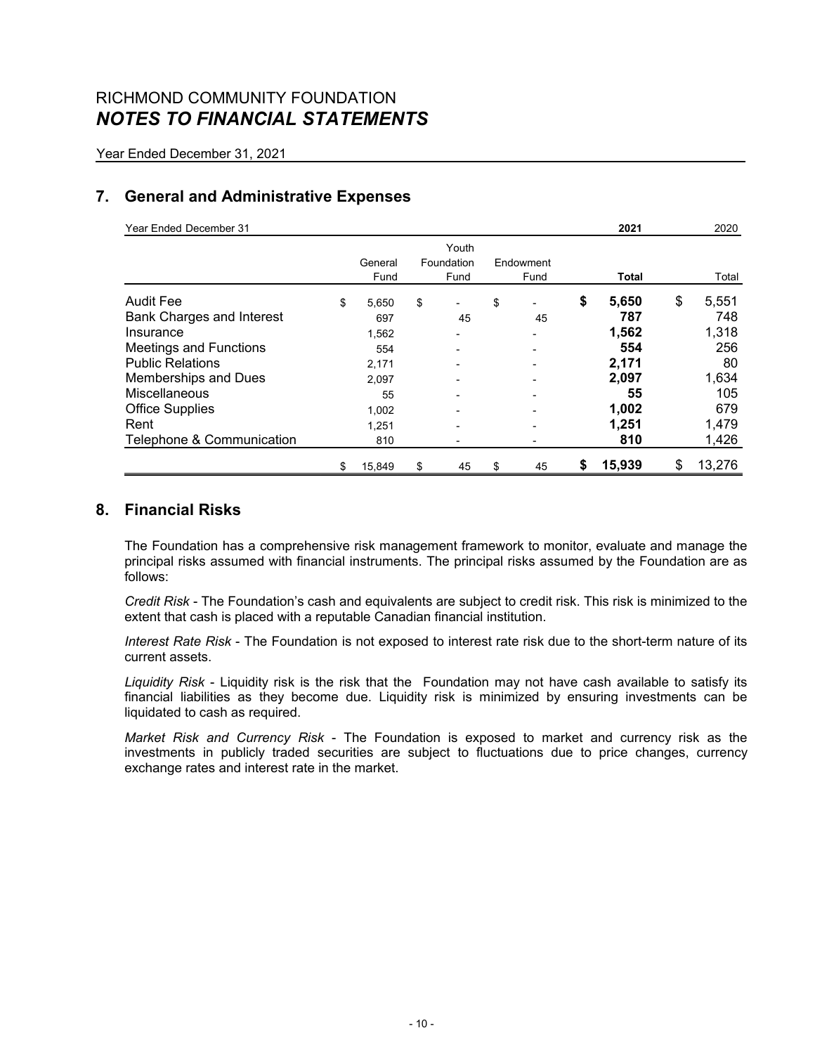# RICHMOND COMMUNITY FOUNDATION
## *NOTES TO FINANCIAL STATEMENTS*

Year Ended December 31, 2021

## 7. General and Administrative Expenses

| Year Ended December 31 | | | | **2021** | 2020 |
|---|---|---|---|---|---|
| | General Fund | Youth Foundation Fund | Endowment Fund | **Total** | Total |
| Audit Fee | $ 5,650 | $ - | $ - | **$ 5,650** | $ 5,551 |
| Bank Charges and Interest | 697 | 45 | 45 | **787** | 748 |
| Insurance | 1,562 | - | - | **1,562** | 1,318 |
| Meetings and Functions | 554 | - | - | **554** | 256 |
| Public Relations | 2,171 | - | - | **2,171** | 80 |
| Memberships and Dues | 2,097 | - | - | **2,097** | 1,634 |
| Miscellaneous | 55 | - | - | **55** | 105 |
| Office Supplies | 1,002 | - | - | **1,002** | 679 |
| Rent | 1,251 | - | - | **1,251** | 1,479 |
| Telephone & Communication | 810 | - | - | **810** | 1,426 |
| | $ 15,849 | $ 45 | $ 45 | **$ 15,939** | $ 13,276 |

## 8. Financial Risks

The Foundation has a comprehensive risk management framework to monitor, evaluate and manage the principal risks assumed with financial instruments. The principal risks assumed by the Foundation are as follows:

*Credit Risk* - The Foundation's cash and equivalents are subject to credit risk. This risk is minimized to the extent that cash is placed with a reputable Canadian financial institution.

*Interest Rate Risk* - The Foundation is not exposed to interest rate risk due to the short-term nature of its current assets.

*Liquidity Risk* - Liquidity risk is the risk that the Foundation may not have cash available to satisfy its financial liabilities as they become due. Liquidity risk is minimized by ensuring investments can be liquidated to cash as required.

*Market Risk and Currency Risk* - The Foundation is exposed to market and currency risk as the investments in publicly traded securities are subject to fluctuations due to price changes, currency exchange rates and interest rate in the market.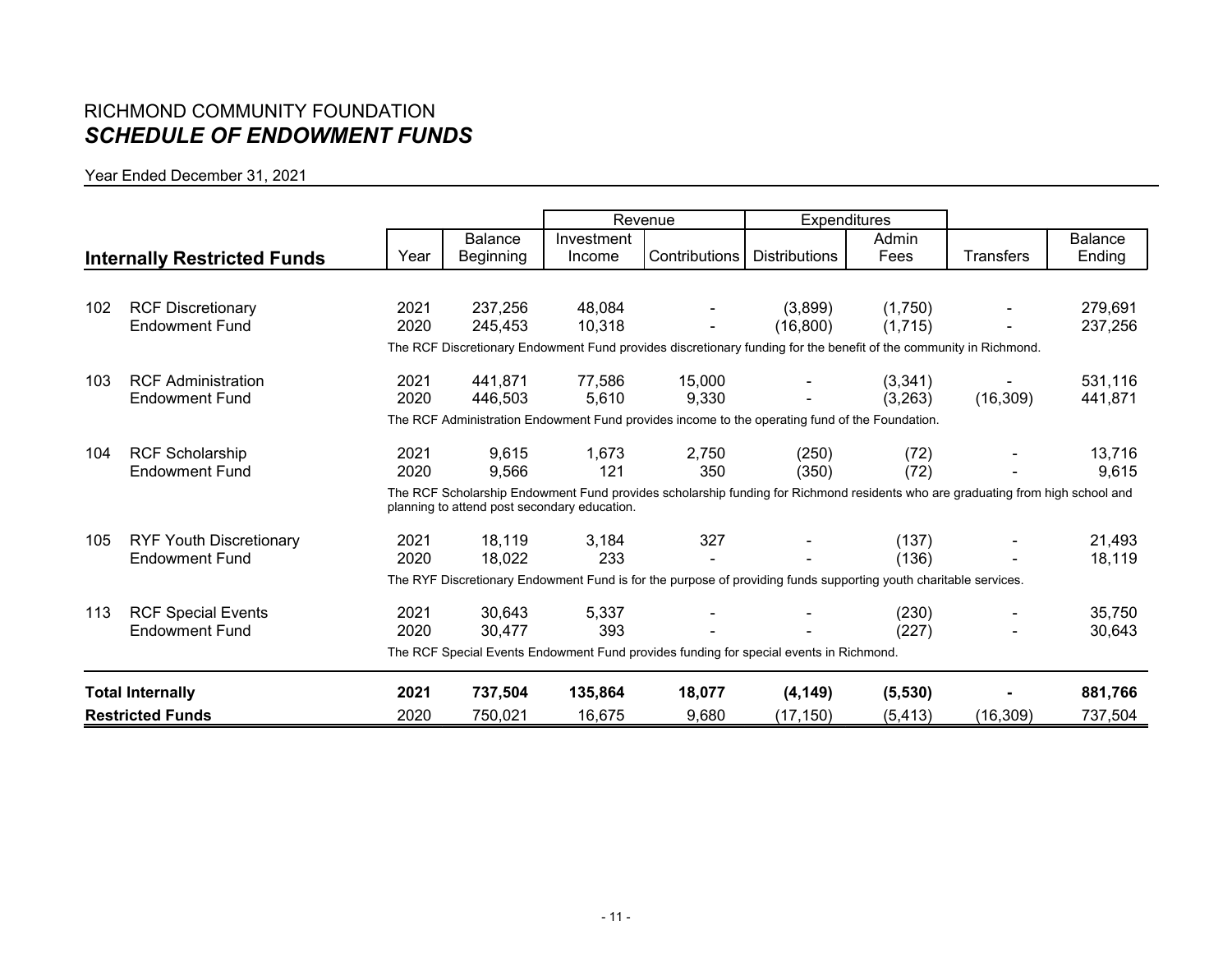# RICHMOND COMMUNITY FOUNDATION

## *SCHEDULE OF ENDOWMENT FUNDS*

Year Ended December 31, 2021

| | | | | Revenue | | Expenditures | | | |
|---|---|---|---|---|---|---|---|---|---|
| **Internally Restricted Funds** | | Year | Balance Beginning | Investment Income | Contributions | Distributions | Admin Fees | Transfers | Balance Ending |
| 102 | RCF Discretionary Endowment Fund | 2021 | 237,256 | 48,084 | - | (3,899) | (1,750) | - | 279,691 |
| | | 2020 | 245,453 | 10,318 | - | (16,800) | (1,715) | - | 237,256 |
| | | The RCF Discretionary Endowment Fund provides discretionary funding for the benefit of the community in Richmond. | | | | | | | |
| 103 | RCF Administration Endowment Fund | 2021 | 441,871 | 77,586 | 15,000 | - | (3,341) | - | 531,116 |
| | | 2020 | 446,503 | 5,610 | 9,330 | - | (3,263) | (16,309) | 441,871 |
| | | The RCF Administration Endowment Fund provides income to the operating fund of the Foundation. | | | | | | | |
| 104 | RCF Scholarship Endowment Fund | 2021 | 9,615 | 1,673 | 2,750 | (250) | (72) | - | 13,716 |
| | | 2020 | 9,566 | 121 | 350 | (350) | (72) | - | 9,615 |
| | | The RCF Scholarship Endowment Fund provides scholarship funding for Richmond residents who are graduating from high school and planning to attend post secondary education. | | | | | | | |
| 105 | RYF Youth Discretionary Endowment Fund | 2021 | 18,119 | 3,184 | 327 | - | (137) | - | 21,493 |
| | | 2020 | 18,022 | 233 | - | - | (136) | - | 18,119 |
| | | The RYF Discretionary Endowment Fund is for the purpose of providing funds supporting youth charitable services. | | | | | | | |
| 113 | RCF Special Events Endowment Fund | 2021 | 30,643 | 5,337 | - | - | (230) | - | 35,750 |
| | | 2020 | 30,477 | 393 | - | - | (227) | - | 30,643 |
| | | The RCF Special Events Endowment Fund provides funding for special events in Richmond. | | | | | | | |
| **Total Internally Restricted Funds** | | **2021** | **737,504** | **135,864** | **18,077** | **(4,149)** | **(5,530)** | **-** | **881,766** |
| | | 2020 | 750,021 | 16,675 | 9,680 | (17,150) | (5,413) | (16,309) | 737,504 |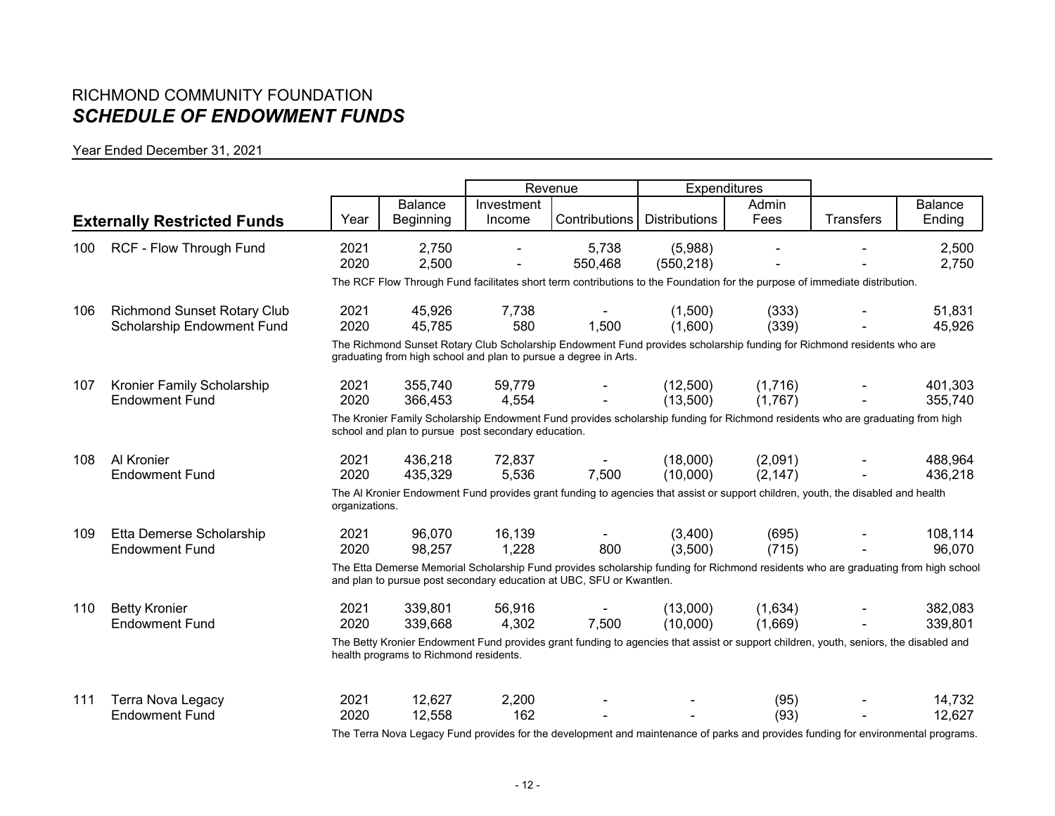# RICHMOND COMMUNITY FOUNDATION
## *SCHEDULE OF ENDOWMENT FUNDS*

Year Ended December 31, 2021

| | | | | Revenue | | Expenditures | | | |
|---|---|---|---|---|---|---|---|---|---|
| | **Externally Restricted Funds** | Year | Balance Beginning | Investment Income | Contributions | Distributions | Admin Fees | Transfers | Balance Ending |
| 100 | RCF - Flow Through Fund | 2021 | 2,750 | - | 5,738 | (5,988) | - | - | 2,500 |
| | | 2020 | 2,500 | - | 550,468 | (550,218) | - | - | 2,750 |
| | | The RCF Flow Through Fund facilitates short term contributions to the Foundation for the purpose of immediate distribution. | | | | | | | |
| 106 | Richmond Sunset Rotary Club Scholarship Endowment Fund | 2021 | 45,926 | 7,738 | - | (1,500) | (333) | - | 51,831 |
| | | 2020 | 45,785 | 580 | 1,500 | (1,600) | (339) | - | 45,926 |
| | | The Richmond Sunset Rotary Club Scholarship Endowment Fund provides scholarship funding for Richmond residents who are graduating from high school and plan to pursue a degree in Arts. | | | | | | | |
| 107 | Kronier Family Scholarship Endowment Fund | 2021 | 355,740 | 59,779 | - | (12,500) | (1,716) | - | 401,303 |
| | | 2020 | 366,453 | 4,554 | - | (13,500) | (1,767) | - | 355,740 |
| | | The Kronier Family Scholarship Endowment Fund provides scholarship funding for Richmond residents who are graduating from high school and plan to pursue post secondary education. | | | | | | | |
| 108 | Al Kronier Endowment Fund | 2021 | 436,218 | 72,837 | - | (18,000) | (2,091) | - | 488,964 |
| | | 2020 | 435,329 | 5,536 | 7,500 | (10,000) | (2,147) | - | 436,218 |
| | | The Al Kronier Endowment Fund provides grant funding to agencies that assist or support children, youth, the disabled and health organizations. | | | | | | | |
| 109 | Etta Demerse Scholarship Endowment Fund | 2021 | 96,070 | 16,139 | - | (3,400) | (695) | - | 108,114 |
| | | 2020 | 98,257 | 1,228 | 800 | (3,500) | (715) | - | 96,070 |
| | | The Etta Demerse Memorial Scholarship Fund provides scholarship funding for Richmond residents who are graduating from high school and plan to pursue post secondary education at UBC, SFU or Kwantlen. | | | | | | | |
| 110 | Betty Kronier Endowment Fund | 2021 | 339,801 | 56,916 | - | (13,000) | (1,634) | - | 382,083 |
| | | 2020 | 339,668 | 4,302 | 7,500 | (10,000) | (1,669) | - | 339,801 |
| | | The Betty Kronier Endowment Fund provides grant funding to agencies that assist or support children, youth, seniors, the disabled and health programs to Richmond residents. | | | | | | | |
| 111 | Terra Nova Legacy Endowment Fund | 2021 | 12,627 | 2,200 | - | - | (95) | - | 14,732 |
| | | 2020 | 12,558 | 162 | - | - | (93) | - | 12,627 |
| | | The Terra Nova Legacy Fund provides for the development and maintenance of parks and provides funding for environmental programs. | | | | | | | |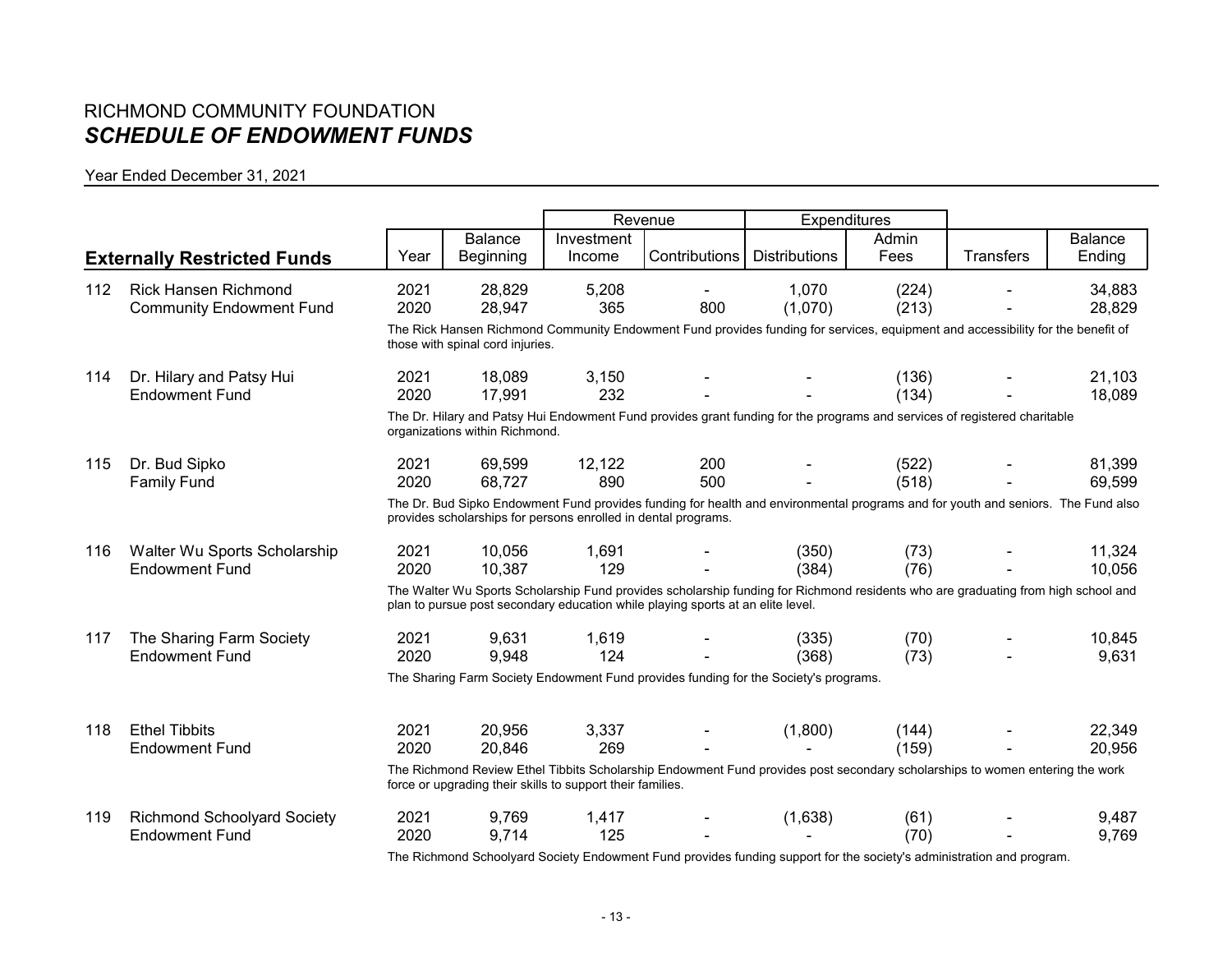# RICHMOND COMMUNITY FOUNDATION
## *SCHEDULE OF ENDOWMENT FUNDS*

Year Ended December 31, 2021

| | Externally Restricted Funds | Year | Balance Beginning | Revenue | | Expenditures | | Transfers | Balance Ending |
|---|---|---|---|---|---|---|---|---|---|
| | | | | Investment Income | Contributions | Distributions | Admin Fees | | |
| 112 | Rick Hansen Richmond Community Endowment Fund | 2021 | 28,829 | 5,208 | - | 1,070 | (224) | - | 34,883 |
| | | 2020 | 28,947 | 365 | 800 | (1,070) | (213) | - | 28,829 |
| | | The Rick Hansen Richmond Community Endowment Fund provides funding for services, equipment and accessibility for the benefit of those with spinal cord injuries. | | | | | | | |
| 114 | Dr. Hilary and Patsy Hui Endowment Fund | 2021 | 18,089 | 3,150 | - | - | (136) | - | 21,103 |
| | | 2020 | 17,991 | 232 | - | - | (134) | - | 18,089 |
| | | The Dr. Hilary and Patsy Hui Endowment Fund provides grant funding for the programs and services of registered charitable organizations within Richmond. | | | | | | | |
| 115 | Dr. Bud Sipko Family Fund | 2021 | 69,599 | 12,122 | 200 | - | (522) | - | 81,399 |
| | | 2020 | 68,727 | 890 | 500 | - | (518) | - | 69,599 |
| | | The Dr. Bud Sipko Endowment Fund provides funding for health and environmental programs and for youth and seniors. The Fund also provides scholarships for persons enrolled in dental programs. | | | | | | | |
| 116 | Walter Wu Sports Scholarship Endowment Fund | 2021 | 10,056 | 1,691 | - | (350) | (73) | - | 11,324 |
| | | 2020 | 10,387 | 129 | - | (384) | (76) | - | 10,056 |
| | | The Walter Wu Sports Scholarship Fund provides scholarship funding for Richmond residents who are graduating from high school and plan to pursue post secondary education while playing sports at an elite level. | | | | | | | |
| 117 | The Sharing Farm Society Endowment Fund | 2021 | 9,631 | 1,619 | - | (335) | (70) | - | 10,845 |
| | | 2020 | 9,948 | 124 | - | (368) | (73) | - | 9,631 |
| | | The Sharing Farm Society Endowment Fund provides funding for the Society's programs. | | | | | | | |
| 118 | Ethel Tibbits Endowment Fund | 2021 | 20,956 | 3,337 | - | (1,800) | (144) | - | 22,349 |
| | | 2020 | 20,846 | 269 | - | - | (159) | - | 20,956 |
| | | The Richmond Review Ethel Tibbits Scholarship Endowment Fund provides post secondary scholarships to women entering the work force or upgrading their skills to support their families. | | | | | | | |
| 119 | Richmond Schoolyard Society Endowment Fund | 2021 | 9,769 | 1,417 | - | (1,638) | (61) | - | 9,487 |
| | | 2020 | 9,714 | 125 | - | - | (70) | - | 9,769 |
| | | The Richmond Schoolyard Society Endowment Fund provides funding support for the society's administration and program. | | | | | | | |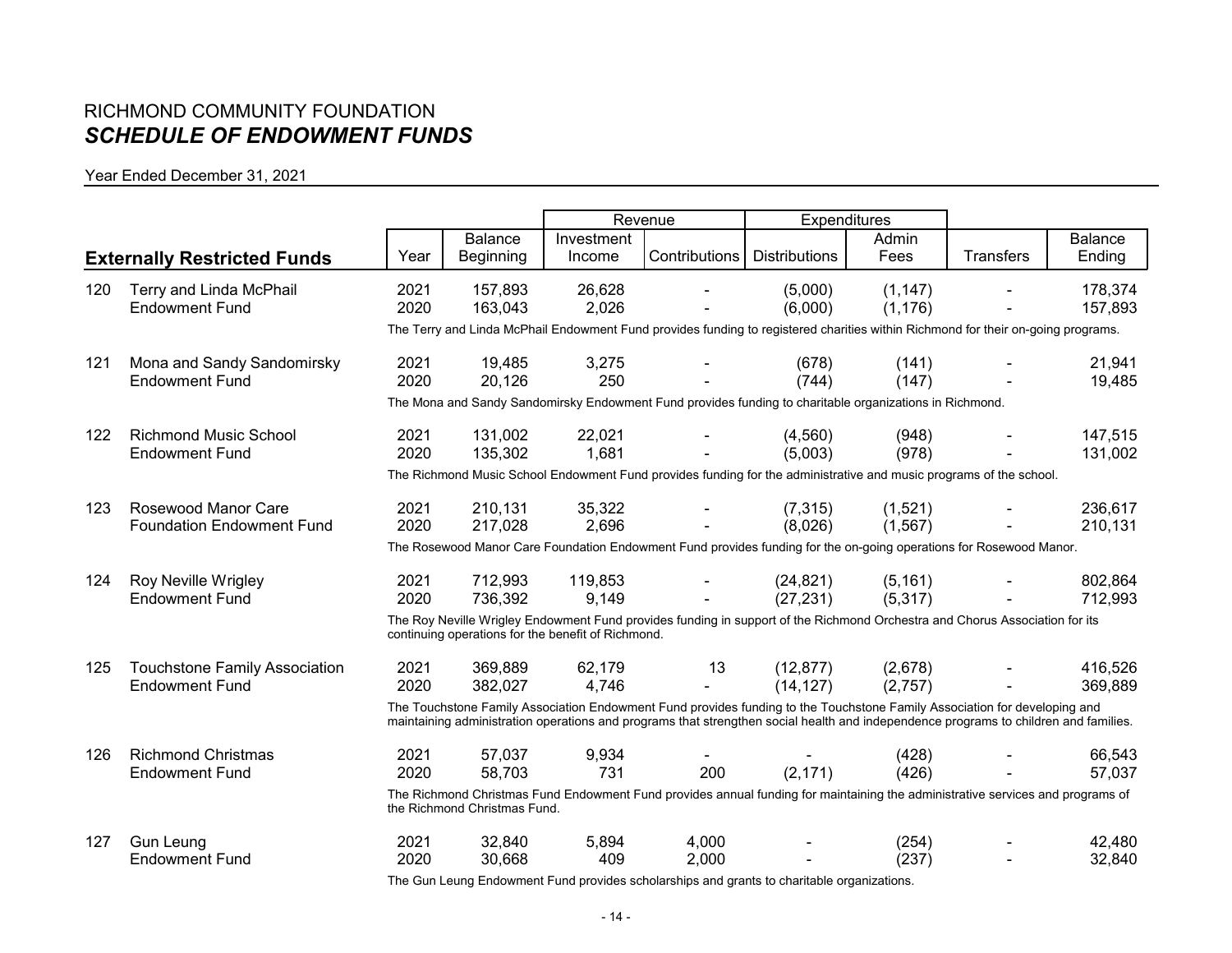# RICHMOND COMMUNITY FOUNDATION

## *SCHEDULE OF ENDOWMENT FUNDS*

Year Ended December 31, 2021

| | | | | Revenue | | Expenditures | | | |
|---|---|---|---|---|---|---|---|---|---|
| **Externally Restricted Funds** | | Year | Balance Beginning | Investment Income | Contributions | Distributions | Admin Fees | Transfers | Balance Ending |
| 120 | Terry and Linda McPhail Endowment Fund | 2021 | 157,893 | 26,628 | - | (5,000) | (1,147) | - | 178,374 |
| | | 2020 | 163,043 | 2,026 | - | (6,000) | (1,176) | - | 157,893 |
| | | The Terry and Linda McPhail Endowment Fund provides funding to registered charities within Richmond for their on-going programs. | | | | | | | |
| 121 | Mona and Sandy Sandomirsky Endowment Fund | 2021 | 19,485 | 3,275 | - | (678) | (141) | - | 21,941 |
| | | 2020 | 20,126 | 250 | - | (744) | (147) | - | 19,485 |
| | | The Mona and Sandy Sandomirsky Endowment Fund provides funding to charitable organizations in Richmond. | | | | | | | |
| 122 | Richmond Music School Endowment Fund | 2021 | 131,002 | 22,021 | - | (4,560) | (948) | - | 147,515 |
| | | 2020 | 135,302 | 1,681 | - | (5,003) | (978) | - | 131,002 |
| | | The Richmond Music School Endowment Fund provides funding for the administrative and music programs of the school. | | | | | | | |
| 123 | Rosewood Manor Care Foundation Endowment Fund | 2021 | 210,131 | 35,322 | - | (7,315) | (1,521) | - | 236,617 |
| | | 2020 | 217,028 | 2,696 | - | (8,026) | (1,567) | - | 210,131 |
| | | The Rosewood Manor Care Foundation Endowment Fund provides funding for the on-going operations for Rosewood Manor. | | | | | | | |
| 124 | Roy Neville Wrigley Endowment Fund | 2021 | 712,993 | 119,853 | - | (24,821) | (5,161) | - | 802,864 |
| | | 2020 | 736,392 | 9,149 | - | (27,231) | (5,317) | - | 712,993 |
| | | The Roy Neville Wrigley Endowment Fund provides funding in support of the Richmond Orchestra and Chorus Association for its continuing operations for the benefit of Richmond. | | | | | | | |
| 125 | Touchstone Family Association Endowment Fund | 2021 | 369,889 | 62,179 | 13 | (12,877) | (2,678) | - | 416,526 |
| | | 2020 | 382,027 | 4,746 | - | (14,127) | (2,757) | - | 369,889 |
| | | The Touchstone Family Association Endowment Fund provides funding to the Touchstone Family Association for developing and maintaining administration operations and programs that strengthen social health and independence programs to children and families. | | | | | | | |
| 126 | Richmond Christmas Endowment Fund | 2021 | 57,037 | 9,934 | - | - | (428) | - | 66,543 |
| | | 2020 | 58,703 | 731 | 200 | (2,171) | (426) | - | 57,037 |
| | | The Richmond Christmas Fund Endowment Fund provides annual funding for maintaining the administrative services and programs of the Richmond Christmas Fund. | | | | | | | |
| 127 | Gun Leung Endowment Fund | 2021 | 32,840 | 5,894 | 4,000 | - | (254) | - | 42,480 |
| | | 2020 | 30,668 | 409 | 2,000 | - | (237) | - | 32,840 |
| | | The Gun Leung Endowment Fund provides scholarships and grants to charitable organizations. | | | | | | | |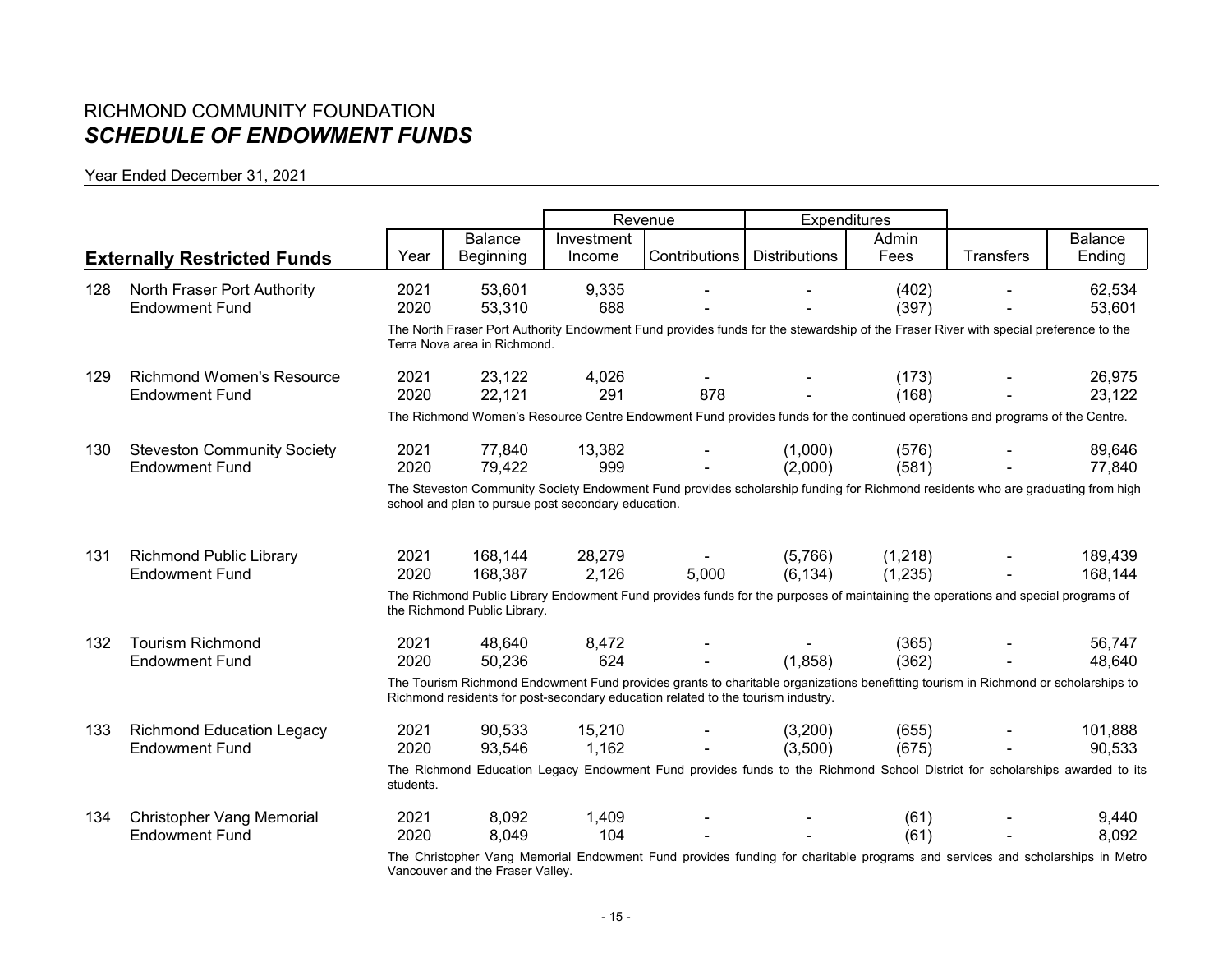# RICHMOND COMMUNITY FOUNDATION
## *SCHEDULE OF ENDOWMENT FUNDS*

Year Ended December 31, 2021

| | **Externally Restricted Funds** | Year | Balance Beginning | Revenue | | Expenditures | | Transfers | Balance Ending |
|---|---|---|---|---|---|---|---|---|---|
| | | | | Investment Income | Contributions | Distributions | Admin Fees | | |
| 128 | North Fraser Port Authority Endowment Fund | 2021 | 53,601 | 9,335 | - | - | (402) | - | 62,534 |
| | | 2020 | 53,310 | 688 | - | - | (397) | - | 53,601 |
| | | The North Fraser Port Authority Endowment Fund provides funds for the stewardship of the Fraser River with special preference to the Terra Nova area in Richmond. | | | | | | | |
| 129 | Richmond Women's Resource Endowment Fund | 2021 | 23,122 | 4,026 | - | - | (173) | - | 26,975 |
| | | 2020 | 22,121 | 291 | 878 | - | (168) | - | 23,122 |
| | | The Richmond Women's Resource Centre Endowment Fund provides funds for the continued operations and programs of the Centre. | | | | | | | |
| 130 | Steveston Community Society Endowment Fund | 2021 | 77,840 | 13,382 | - | (1,000) | (576) | - | 89,646 |
| | | 2020 | 79,422 | 999 | - | (2,000) | (581) | - | 77,840 |
| | | The Steveston Community Society Endowment Fund provides scholarship funding for Richmond residents who are graduating from high school and plan to pursue post secondary education. | | | | | | | |
| 131 | Richmond Public Library Endowment Fund | 2021 | 168,144 | 28,279 | - | (5,766) | (1,218) | - | 189,439 |
| | | 2020 | 168,387 | 2,126 | 5,000 | (6,134) | (1,235) | - | 168,144 |
| | | The Richmond Public Library Endowment Fund provides funds for the purposes of maintaining the operations and special programs of the Richmond Public Library. | | | | | | | |
| 132 | Tourism Richmond Endowment Fund | 2021 | 48,640 | 8,472 | - | - | (365) | - | 56,747 |
| | | 2020 | 50,236 | 624 | - | (1,858) | (362) | - | 48,640 |
| | | The Tourism Richmond Endowment Fund provides grants to charitable organizations benefitting tourism in Richmond or scholarships to Richmond residents for post-secondary education related to the tourism industry. | | | | | | | |
| 133 | Richmond Education Legacy Endowment Fund | 2021 | 90,533 | 15,210 | - | (3,200) | (655) | - | 101,888 |
| | | 2020 | 93,546 | 1,162 | - | (3,500) | (675) | - | 90,533 |
| | | The Richmond Education Legacy Endowment Fund provides funds to the Richmond School District for scholarships awarded to its students. | | | | | | | |
| 134 | Christopher Vang Memorial Endowment Fund | 2021 | 8,092 | 1,409 | - | - | (61) | - | 9,440 |
| | | 2020 | 8,049 | 104 | - | - | (61) | - | 8,092 |
| | | The Christopher Vang Memorial Endowment Fund provides funding for charitable programs and services and scholarships in Metro Vancouver and the Fraser Valley. | | | | | | | |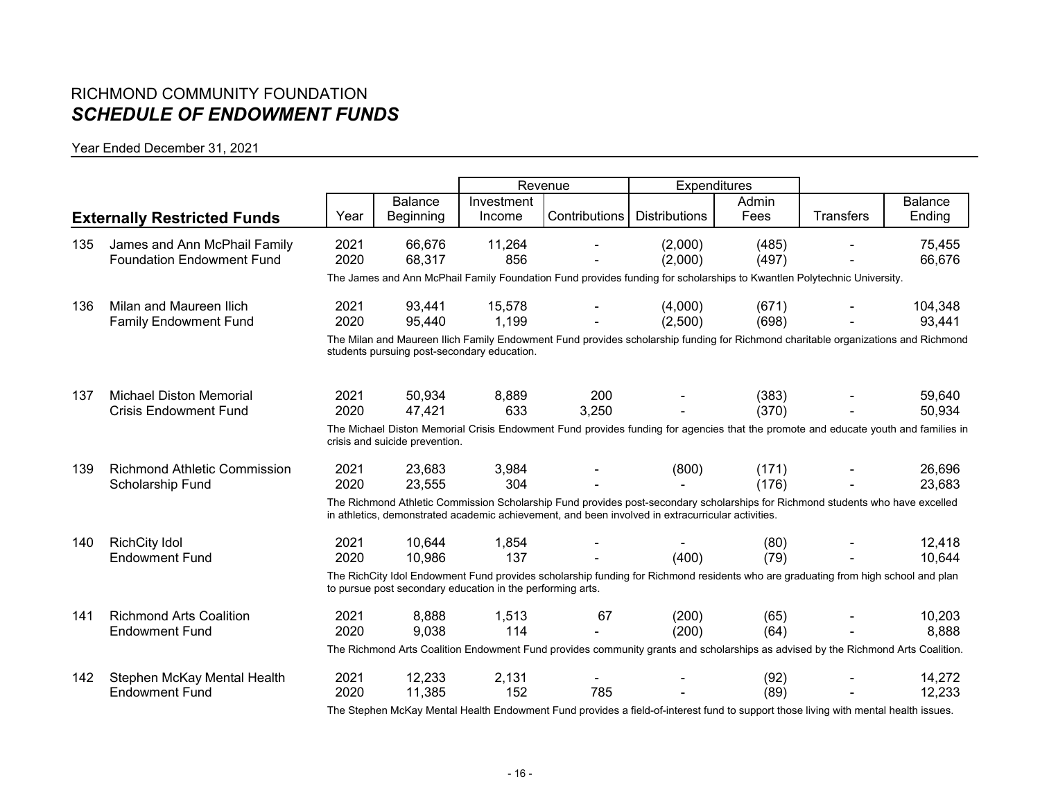# RICHMOND COMMUNITY FOUNDATION
## *SCHEDULE OF ENDOWMENT FUNDS*

Year Ended December 31, 2021

| | | | | Revenue | | Expenditures | | | |
|---|---|---|---|---|---|---|---|---|---|
| **Externally Restricted Funds** | | Year | Balance Beginning | Investment Income | Contributions | Distributions | Admin Fees | Transfers | Balance Ending |
| 135 | James and Ann McPhail Family Foundation Endowment Fund | 2021 | 66,676 | 11,264 | - | (2,000) | (485) | - | 75,455 |
| | | 2020 | 68,317 | 856 | - | (2,000) | (497) | - | 66,676 |
| | | The James and Ann McPhail Family Foundation Fund provides funding for scholarships to Kwantlen Polytechnic University. | | | | | | | |
| 136 | Milan and Maureen Ilich Family Endowment Fund | 2021 | 93,441 | 15,578 | - | (4,000) | (671) | - | 104,348 |
| | | 2020 | 95,440 | 1,199 | - | (2,500) | (698) | - | 93,441 |
| | | The Milan and Maureen Ilich Family Endowment Fund provides scholarship funding for Richmond charitable organizations and Richmond students pursuing post-secondary education. | | | | | | | |
| 137 | Michael Diston Memorial Crisis Endowment Fund | 2021 | 50,934 | 8,889 | 200 | - | (383) | - | 59,640 |
| | | 2020 | 47,421 | 633 | 3,250 | - | (370) | - | 50,934 |
| | | The Michael Diston Memorial Crisis Endowment Fund provides funding for agencies that the promote and educate youth and families in crisis and suicide prevention. | | | | | | | |
| 139 | Richmond Athletic Commission Scholarship Fund | 2021 | 23,683 | 3,984 | - | (800) | (171) | - | 26,696 |
| | | 2020 | 23,555 | 304 | - | - | (176) | - | 23,683 |
| | | The Richmond Athletic Commission Scholarship Fund provides post-secondary scholarships for Richmond students who have excelled in athletics, demonstrated academic achievement, and been involved in extracurricular activities. | | | | | | | |
| 140 | RichCity Idol Endowment Fund | 2021 | 10,644 | 1,854 | - | - | (80) | - | 12,418 |
| | | 2020 | 10,986 | 137 | - | (400) | (79) | - | 10,644 |
| | | The RichCity Idol Endowment Fund provides scholarship funding for Richmond residents who are graduating from high school and plan to pursue post secondary education in the performing arts. | | | | | | | |
| 141 | Richmond Arts Coalition Endowment Fund | 2021 | 8,888 | 1,513 | 67 | (200) | (65) | - | 10,203 |
| | | 2020 | 9,038 | 114 | - | (200) | (64) | - | 8,888 |
| | | The Richmond Arts Coalition Endowment Fund provides community grants and scholarships as advised by the Richmond Arts Coalition. | | | | | | | |
| 142 | Stephen McKay Mental Health Endowment Fund | 2021 | 12,233 | 2,131 | - | - | (92) | - | 14,272 |
| | | 2020 | 11,385 | 152 | 785 | - | (89) | - | 12,233 |
| | | The Stephen McKay Mental Health Endowment Fund provides a field-of-interest fund to support those living with mental health issues. | | | | | | | |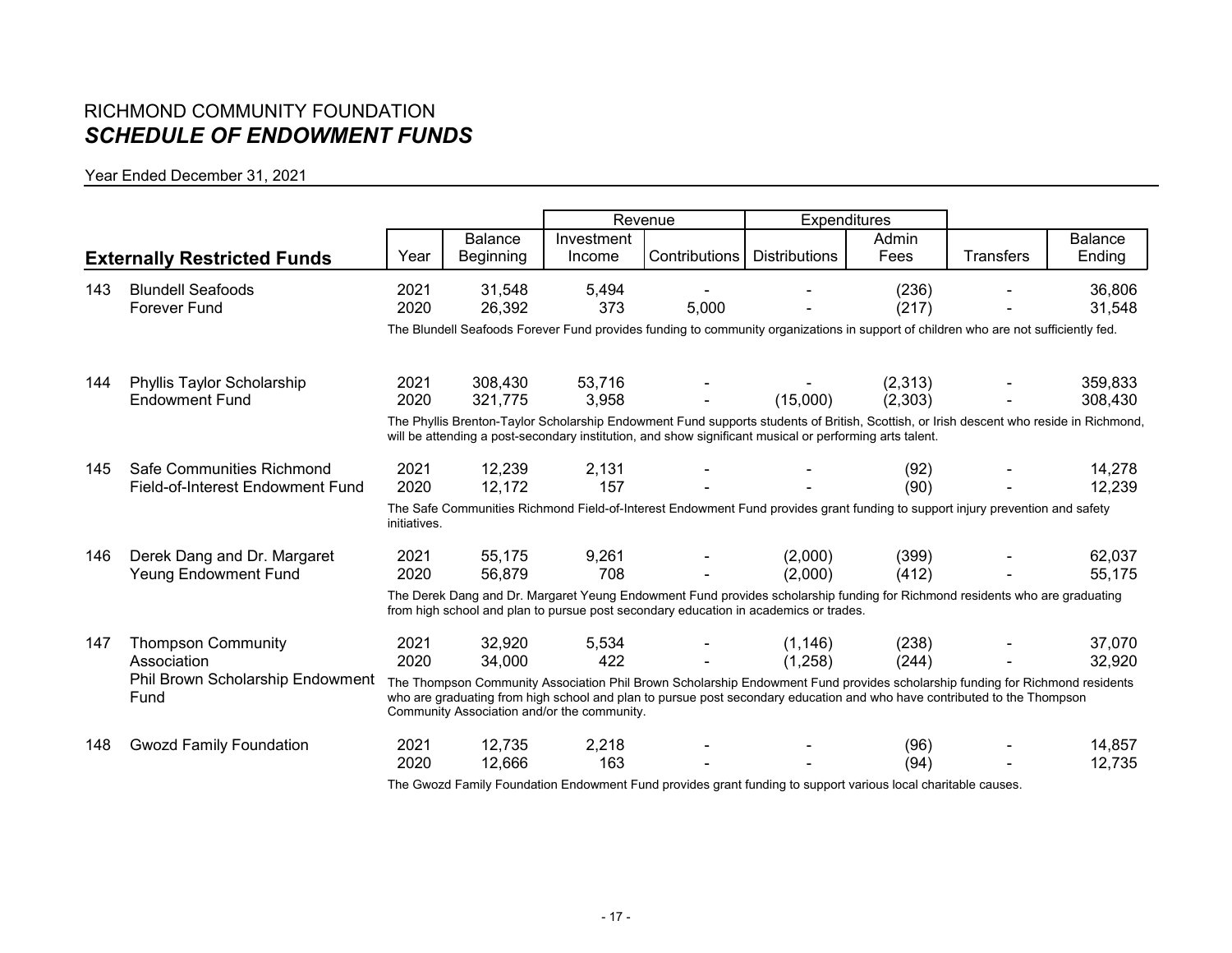# RICHMOND COMMUNITY FOUNDATION

## *SCHEDULE OF ENDOWMENT FUNDS*

Year Ended December 31, 2021

| | **Externally Restricted Funds** | Year | Balance Beginning | Revenue | | Expenditures | | Transfers | Balance Ending |
|---|---|---|---|---|---|---|---|---|---|
| | | | | Investment Income | Contributions | Distributions | Admin Fees | | |
| 143 | Blundell Seafoods Forever Fund | 2021 | 31,548 | 5,494 | - | - | (236) | - | 36,806 |
| | | 2020 | 26,392 | 373 | 5,000 | - | (217) | - | 31,548 |
| | | The Blundell Seafoods Forever Fund provides funding to community organizations in support of children who are not sufficiently fed. | | | | | | | |
| 144 | Phyllis Taylor Scholarship Endowment Fund | 2021 | 308,430 | 53,716 | - | - | (2,313) | - | 359,833 |
| | | 2020 | 321,775 | 3,958 | - | (15,000) | (2,303) | - | 308,430 |
| | | The Phyllis Brenton-Taylor Scholarship Endowment Fund supports students of British, Scottish, or Irish descent who reside in Richmond, will be attending a post-secondary institution, and show significant musical or performing arts talent. | | | | | | | |
| 145 | Safe Communities Richmond Field-of-Interest Endowment Fund | 2021 | 12,239 | 2,131 | - | - | (92) | - | 14,278 |
| | | 2020 | 12,172 | 157 | - | - | (90) | - | 12,239 |
| | | The Safe Communities Richmond Field-of-Interest Endowment Fund provides grant funding to support injury prevention and safety initiatives. | | | | | | | |
| 146 | Derek Dang and Dr. Margaret Yeung Endowment Fund | 2021 | 55,175 | 9,261 | - | (2,000) | (399) | - | 62,037 |
| | | 2020 | 56,879 | 708 | - | (2,000) | (412) | - | 55,175 |
| | | The Derek Dang and Dr. Margaret Yeung Endowment Fund provides scholarship funding for Richmond residents who are graduating from high school and plan to pursue post secondary education in academics or trades. | | | | | | | |
| 147 | Thompson Community Association Phil Brown Scholarship Endowment Fund | 2021 | 32,920 | 5,534 | - | (1,146) | (238) | - | 37,070 |
| | | 2020 | 34,000 | 422 | - | (1,258) | (244) | - | 32,920 |
| | | The Thompson Community Association Phil Brown Scholarship Endowment Fund provides scholarship funding for Richmond residents who are graduating from high school and plan to pursue post secondary education and who have contributed to the Thompson Community Association and/or the community. | | | | | | | |
| 148 | Gwozd Family Foundation | 2021 | 12,735 | 2,218 | - | - | (96) | - | 14,857 |
| | | 2020 | 12,666 | 163 | - | - | (94) | - | 12,735 |
| | | The Gwozd Family Foundation Endowment Fund provides grant funding to support various local charitable causes. | | | | | | | |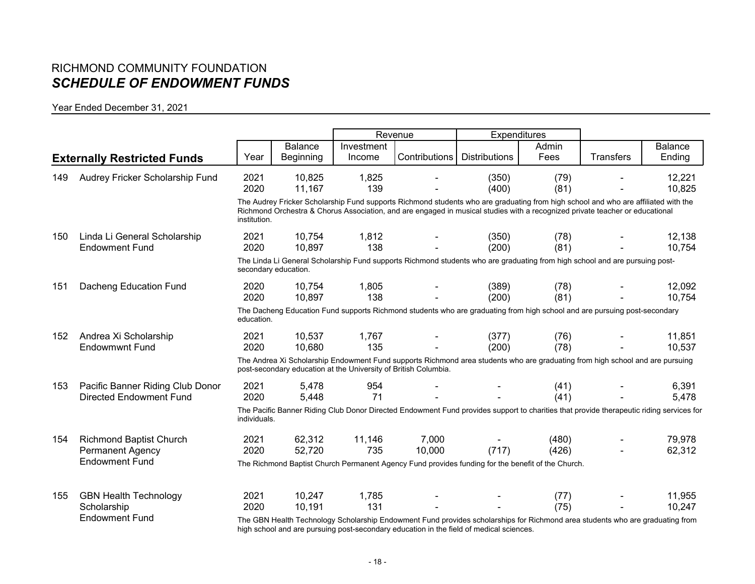# RICHMOND COMMUNITY FOUNDATION
## *SCHEDULE OF ENDOWMENT FUNDS*

Year Ended December 31, 2021

| | | | | Revenue | | Expenditures | | | |
|---|---|---|---|---|---|---|---|---|---|
| **Externally Restricted Funds** | | Year | Balance Beginning | Investment Income | Contributions | Distributions | Admin Fees | Transfers | Balance Ending |
| 149 | Audrey Fricker Scholarship Fund | 2021 | 10,825 | 1,825 | - | (350) | (79) | - | 12,221 |
| | | 2020 | 11,167 | 139 | - | (400) | (81) | - | 10,825 |
| | | The Audrey Fricker Scholarship Fund supports Richmond students who are graduating from high school and who are affiliated with the Richmond Orchestra & Chorus Association, and are engaged in musical studies with a recognized private teacher or educational institution. | | | | | | | |
| 150 | Linda Li General Scholarship Endowment Fund | 2021 | 10,754 | 1,812 | - | (350) | (78) | - | 12,138 |
| | | 2020 | 10,897 | 138 | - | (200) | (81) | - | 10,754 |
| | | The Linda Li General Scholarship Fund supports Richmond students who are graduating from high school and are pursuing post-secondary education. | | | | | | | |
| 151 | Dacheng Education Fund | 2020 | 10,754 | 1,805 | - | (389) | (78) | - | 12,092 |
| | | 2020 | 10,897 | 138 | - | (200) | (81) | - | 10,754 |
| | | The Dacheng Education Fund supports Richmond students who are graduating from high school and are pursuing post-secondary education. | | | | | | | |
| 152 | Andrea Xi Scholarship Endowmwnt Fund | 2021 | 10,537 | 1,767 | - | (377) | (76) | - | 11,851 |
| | | 2020 | 10,680 | 135 | - | (200) | (78) | - | 10,537 |
| | | The Andrea Xi Scholarship Endowment Fund supports Richmond area students who are graduating from high school and are pursuing post-secondary education at the University of British Columbia. | | | | | | | |
| 153 | Pacific Banner Riding Club Donor Directed Endowment Fund | 2021 | 5,478 | 954 | - | - | (41) | - | 6,391 |
| | | 2020 | 5,448 | 71 | - | - | (41) | - | 5,478 |
| | | The Pacific Banner Riding Club Donor Directed Endowment Fund provides support to charities that provide therapeutic riding services for individuals. | | | | | | | |
| 154 | Richmond Baptist Church Permanent Agency Endowment Fund | 2021 | 62,312 | 11,146 | 7,000 | - | (480) | - | 79,978 |
| | | 2020 | 52,720 | 735 | 10,000 | (717) | (426) | - | 62,312 |
| | | The Richmond Baptist Church Permanent Agency Fund provides funding for the benefit of the Church. | | | | | | | |
| 155 | GBN Health Technology Scholarship Endowment Fund | 2021 | 10,247 | 1,785 | - | - | (77) | - | 11,955 |
| | | 2020 | 10,191 | 131 | - | - | (75) | - | 10,247 |
| | | The GBN Health Technology Scholarship Endowment Fund provides scholarships for Richmond area students who are graduating from high school and are pursuing post-secondary education in the field of medical sciences. | | | | | | | |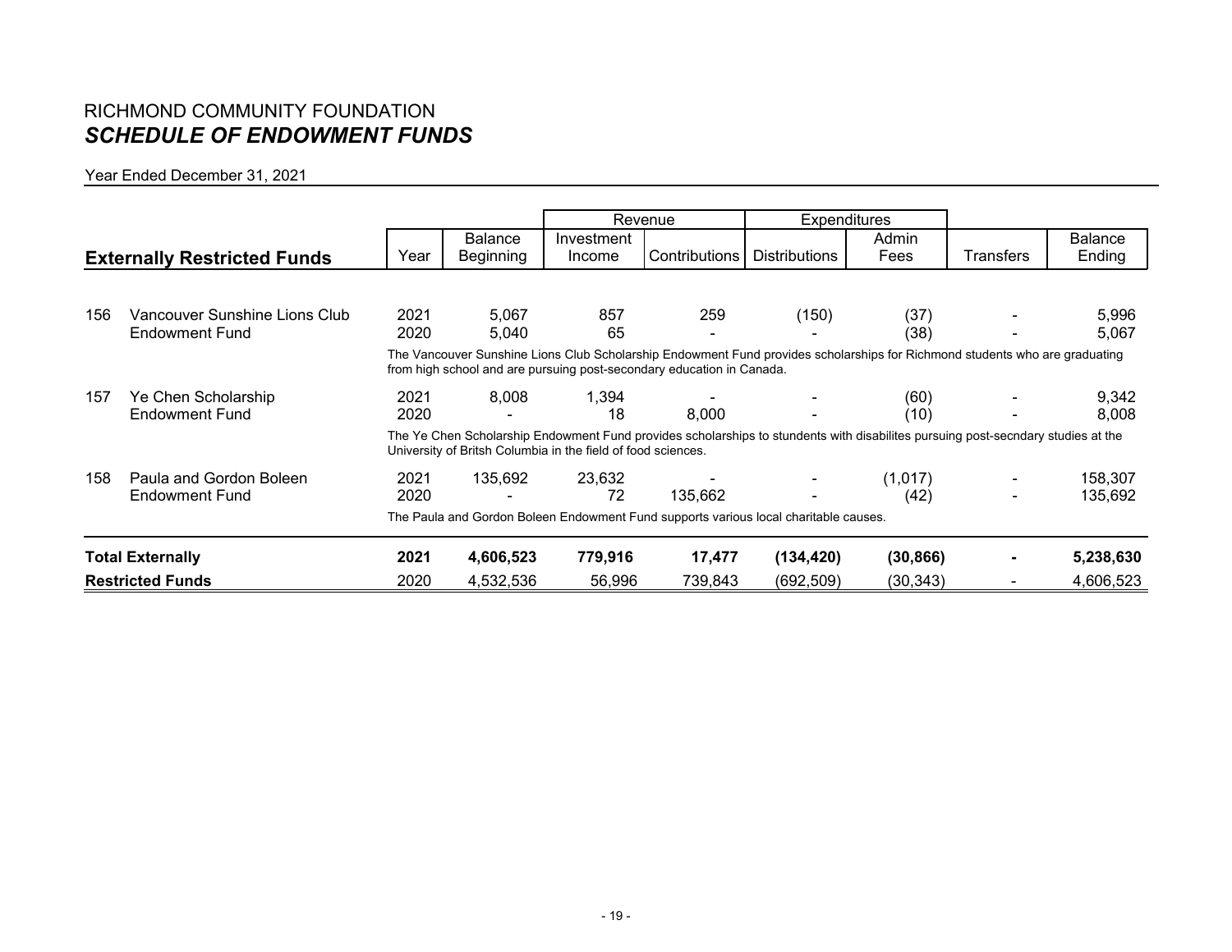# RICHMOND COMMUNITY FOUNDATION

## *SCHEDULE OF ENDOWMENT FUNDS*

Year Ended December 31, 2021

| | | | | Revenue | | Expenditures | | | |
|---|---|---|---|---|---|---|---|---|---|
| **Externally Restricted Funds** | | Year | Balance Beginning | Investment Income | Contributions | Distributions | Admin Fees | Transfers | Balance Ending |
| 156 | Vancouver Sunshine Lions Club Endowment Fund | 2021 | 5,067 | 857 | 259 | (150) | (37) | - | 5,996 |
| | | 2020 | 5,040 | 65 | - | - | (38) | - | 5,067 |
| | | The Vancouver Sunshine Lions Club Scholarship Endowment Fund provides scholarships for Richmond students who are graduating from high school and are pursuing post-secondary education in Canada. | | | | | | | |
| 157 | Ye Chen Scholarship Endowment Fund | 2021 | 8,008 | 1,394 | - | - | (60) | - | 9,342 |
| | | 2020 | - | 18 | 8,000 | - | (10) | - | 8,008 |
| | | The Ye Chen Scholarship Endowment Fund provides scholarships to stundents with disabilites pursuing post-secndary studies at the University of Britsh Columbia in the field of food sciences. | | | | | | | |
| 158 | Paula and Gordon Boleen Endowment Fund | 2021 | 135,692 | 23,632 | - | - | (1,017) | - | 158,307 |
| | | 2020 | - | 72 | 135,662 | - | (42) | - | 135,692 |
| | | The Paula and Gordon Boleen Endowment Fund supports various local charitable causes. | | | | | | | |
| **Total Externally Restricted Funds** | | **2021** | **4,606,523** | **779,916** | **17,477** | **(134,420)** | **(30,866)** | **-** | **5,238,630** |
| | | 2020 | 4,532,536 | 56,996 | 739,843 | (692,509) | (30,343) | - | 4,606,523 |